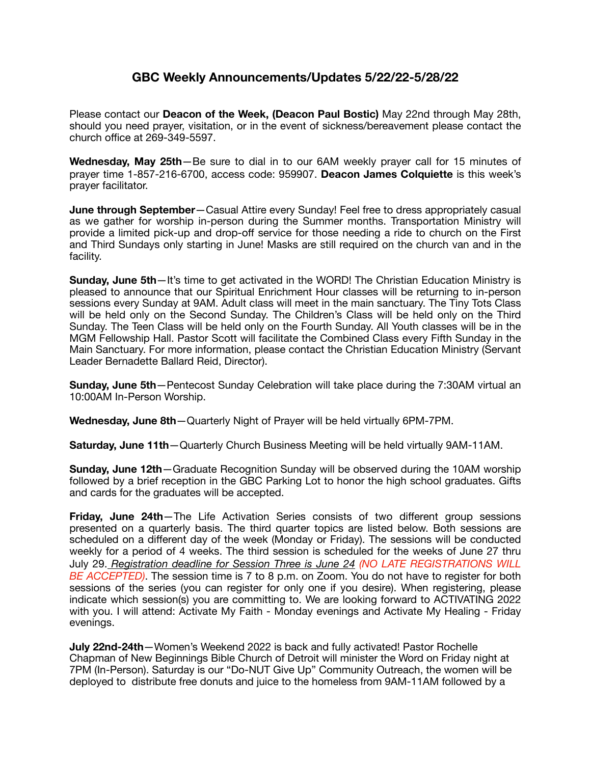## GBC Weekly Announcements/Updates 5/22/22-5/28/22

Please contact our **Deacon of the Week, (Deacon Paul Bostic)** May 22nd through May 28th, should you need prayer, visitation, or in the event of sickness/bereavement please contact the church office at 269-349-5597.

**Wednesday, May 25th**—Be sure to dial in to our 6AM weekly prayer call for 15 minutes of prayer time 1-857-216-6700, access code: 959907. **Deacon James Colquiette** is this week's prayer facilitator.

**June through September**—Casual Attire every Sunday! Feel free to dress appropriately casual as we gather for worship in-person during the Summer months. Transportation Ministry will provide a limited pick-up and drop-off service for those needing a ride to church on the First and Third Sundays only starting in June! Masks are still required on the church van and in the facility.

**Sunday, June 5th**—It's time to get activated in the WORD! The Christian Education Ministry is pleased to announce that our Spiritual Enrichment Hour classes will be returning to in-person sessions every Sunday at 9AM. Adult class will meet in the main sanctuary. The Tiny Tots Class will be held only on the Second Sunday. The Children's Class will be held only on the Third Sunday. The Teen Class will be held only on the Fourth Sunday. All Youth classes will be in the MGM Fellowship Hall. Pastor Scott will facilitate the Combined Class every Fifth Sunday in the Main Sanctuary. For more information, please contact the Christian Education Ministry (Servant Leader Bernadette Ballard Reid, Director).

**Sunday, June 5th**—Pentecost Sunday Celebration will take place during the 7:30AM virtual an 10:00AM In-Person Worship.

**Wednesday, June 8th**—Quarterly Night of Prayer will be held virtually 6PM-7PM.

**Saturday, June 11th**—Quarterly Church Business Meeting will be held virtually 9AM-11AM.

**Sunday, June 12th**—Graduate Recognition Sunday will be observed during the 10AM worship followed by a brief reception in the GBC Parking Lot to honor the high school graduates. Gifts and cards for the graduates will be accepted.

**Friday, June 24th**—The Life Activation Series consists of two different group sessions presented on a quarterly basis. The third quarter topics are listed below. Both sessions are scheduled on a different day of the week (Monday or Friday). The sessions will be conducted weekly for a period of 4 weeks. The third session is scheduled for the weeks of June 27 thru July 29. *Registration deadline for Session Three is June 24* *(NO LATE REGISTRATIONS WILL BE ACCEPTED)*. The session time is 7 to 8 p.m. on Zoom. You do not have to register for both sessions of the series (you can register for only one if you desire). When registering, please indicate which session(s) you are committing to. We are looking forward to ACTIVATING 2022 with you. I will attend: Activate My Faith - Monday evenings and Activate My Healing - Friday evenings.

**July 22nd-24th**—Women's Weekend 2022 is back and fully activated! Pastor Rochelle Chapman of New Beginnings Bible Church of Detroit will minister the Word on Friday night at 7PM (In-Person). Saturday is our "Do-NUT Give Up" Community Outreach, the women will be deployed to distribute free donuts and juice to the homeless from 9AM-11AM followed by a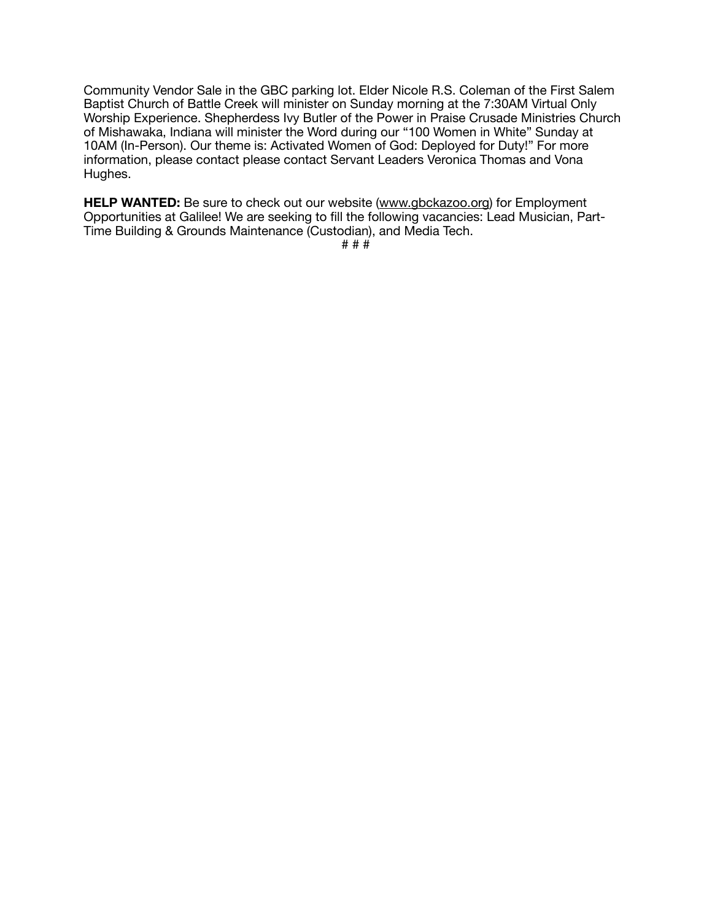Community Vendor Sale in the GBC parking lot. Elder Nicole R.S. Coleman of the First Salem Baptist Church of Battle Creek will minister on Sunday morning at the 7:30AM Virtual Only Worship Experience. Shepherdess Ivy Butler of the Power in Praise Crusade Ministries Church of Mishawaka, Indiana will minister the Word during our "100 Women in White" Sunday at 10AM (In-Person). Our theme is: Activated Women of God: Deployed for Duty!" For more information, please contact please contact Servant Leaders Veronica Thomas and Vona Hughes.

**HELP WANTED:** Be sure to check out our website (www.gbckazoo.org) for Employment Opportunities at Galilee! We are seeking to fill the following vacancies: Lead Musician, Part-Time Building & Grounds Maintenance (Custodian), and Media Tech.

# # #